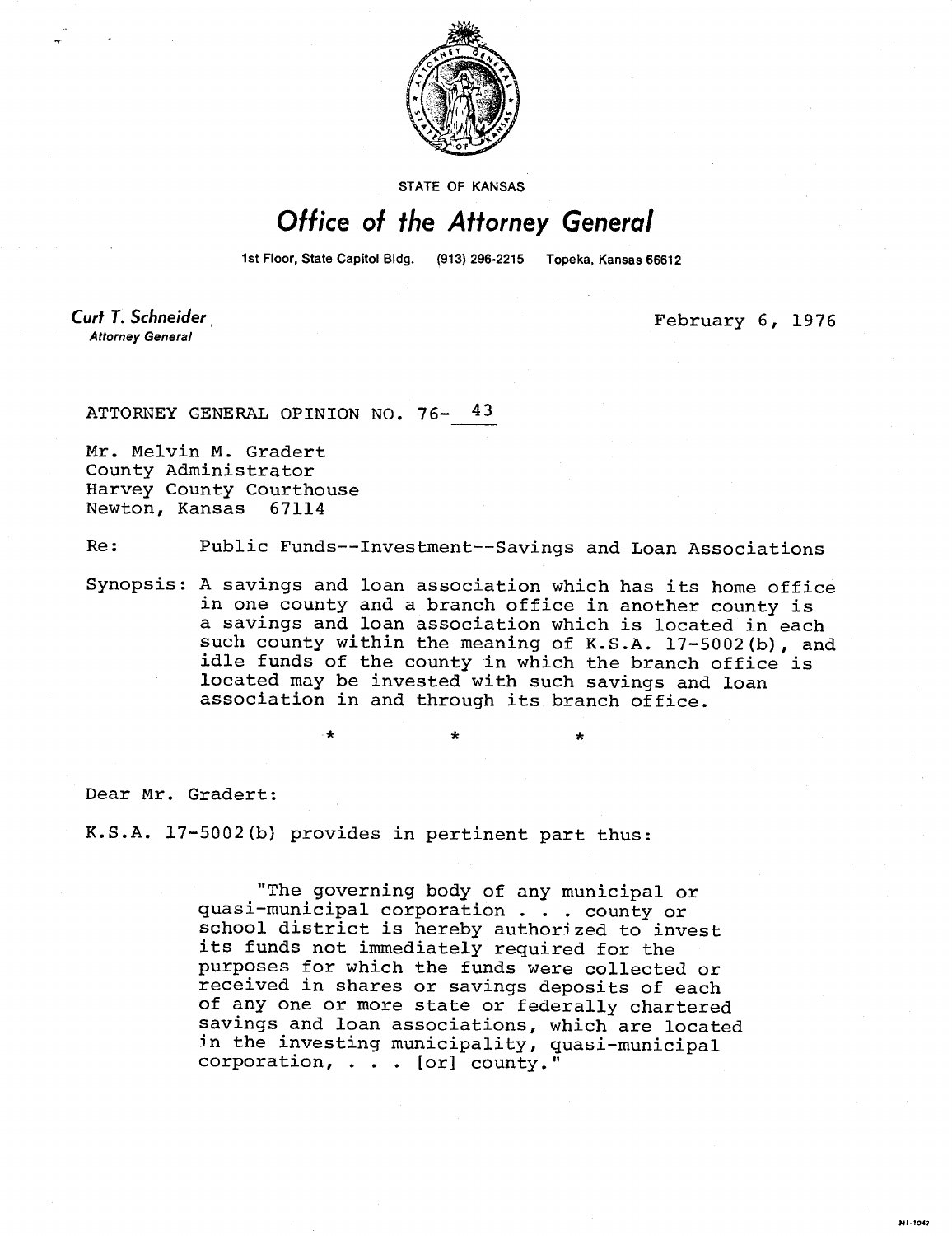STATE OF KANSAS

# Office of the Attorney General

1st Floor, State Capitol Bldg. (913) 296-2215 Topeka, Kansas 66612

*Curt T. Schneider*
*Attorney General*

February 6, 1976

ATTORNEY GENERAL OPINION NO. 76- 43

Mr. Melvin M. Gradert
County Administrator
Harvey County Courthouse
Newton, Kansas 67114

Re: Public Funds--Investment--Savings and Loan Associations

Synopsis: A savings and loan association which has its home office in one county and a branch office in another county is a savings and loan association which is located in each such county within the meaning of K.S.A. 17-5002(b), and idle funds of the county in which the branch office is located may be invested with such savings and loan association in and through its branch office.

\* \* \*

Dear Mr. Gradert:

K.S.A. 17-5002(b) provides in pertinent part thus:

> "The governing body of any municipal or quasi-municipal corporation . . . county or school district is hereby authorized to invest its funds not immediately required for the purposes for which the funds were collected or received in shares or savings deposits of each of any one or more state or federally chartered savings and loan associations, which are located in the investing municipality, quasi-municipal corporation, . . . [or] county."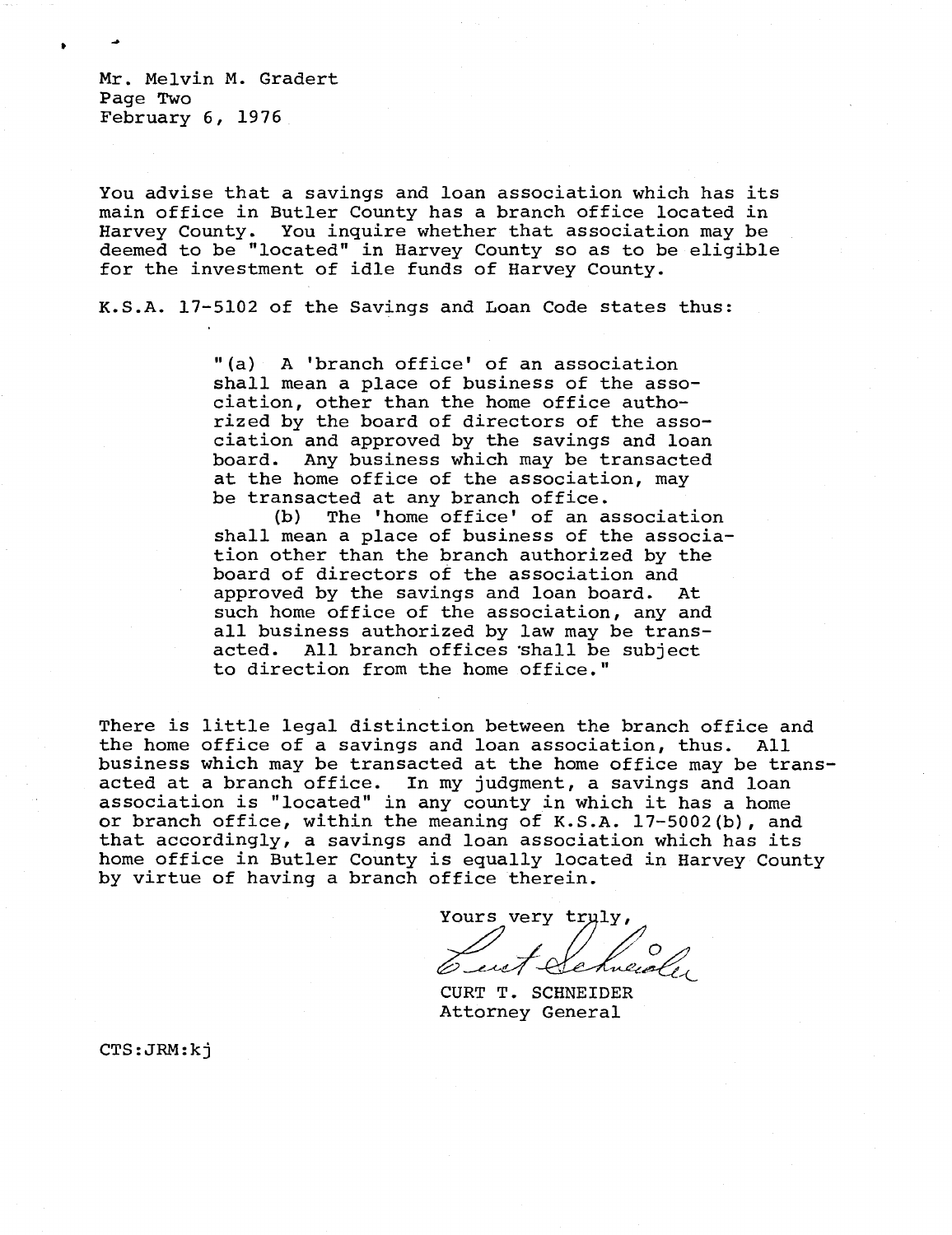Mr. Melvin M. Gradert
Page Two
February 6, 1976

You advise that a savings and loan association which has its main office in Butler County has a branch office located in Harvey County. You inquire whether that association may be deemed to be "located" in Harvey County so as to be eligible for the investment of idle funds of Harvey County.

K.S.A. 17-5102 of the Savings and Loan Code states thus:

> "(a) A 'branch office' of an association shall mean a place of business of the association, other than the home office authorized by the board of directors of the association and approved by the savings and loan board. Any business which may be transacted at the home office of the association, may be transacted at any branch office.
>
> (b) The 'home office' of an association shall mean a place of business of the association other than the branch authorized by the board of directors of the association and approved by the savings and loan board. At such home office of the association, any and all business authorized by law may be transacted. All branch offices shall be subject to direction from the home office."

There is little legal distinction between the branch office and the home office of a savings and loan association, thus. All business which may be transacted at the home office may be transacted at a branch office. In my judgment, a savings and loan association is "located" in any county in which it has a home or branch office, within the meaning of K.S.A. 17-5002(b), and that accordingly, a savings and loan association which has its home office in Butler County is equally located in Harvey County by virtue of having a branch office therein.

Yours very truly,

CURT T. SCHNEIDER
Attorney General

CTS:JRM:kj